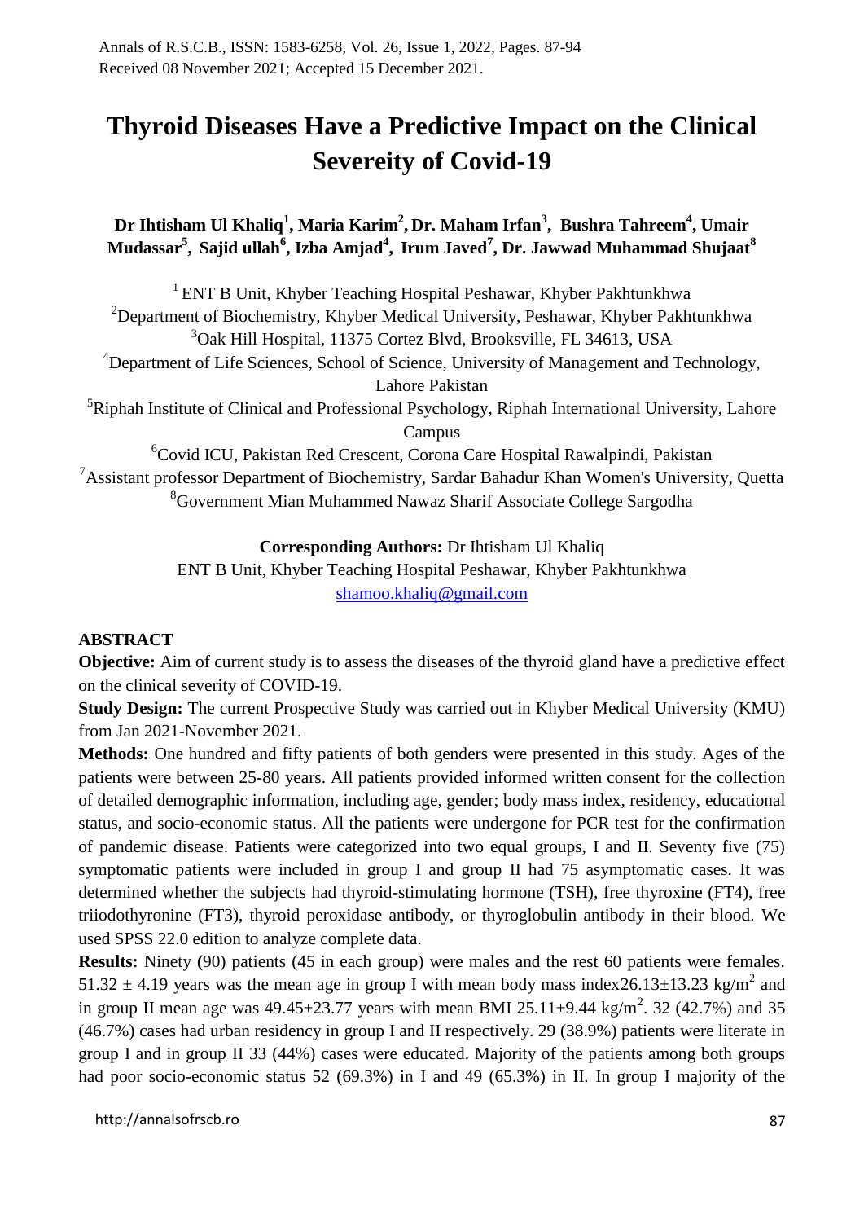# Thyroid Diseases Have a Predictive Impact on the Clinical Severeity of Covid-19

**Dr Ihtisham Ul Khaliq[1], Maria Karim[2], Dr. Maham Irfan[3], Bushra Tahreem[4], Umair Mudassar[5], Sajid ullah[6], Izba Amjad[4], Irum Javed[7], Dr. Jawwad Muhammad Shujaat[8]**

[1] ENT B Unit, Khyber Teaching Hospital Peshawar, Khyber Pakhtunkhwa
[2]Department of Biochemistry, Khyber Medical University, Peshawar, Khyber Pakhtunkhwa
[3]Oak Hill Hospital, 11375 Cortez Blvd, Brooksville, FL 34613, USA
[4]Department of Life Sciences, School of Science, University of Management and Technology, Lahore Pakistan
[5]Riphah Institute of Clinical and Professional Psychology, Riphah International University, Lahore Campus
[6]Covid ICU, Pakistan Red Crescent, Corona Care Hospital Rawalpindi, Pakistan
[7]Assistant professor Department of Biochemistry, Sardar Bahadur Khan Women's University, Quetta
[8]Government Mian Muhammed Nawaz Sharif Associate College Sargodha

**Corresponding Authors:** Dr Ihtisham Ul Khaliq
ENT B Unit, Khyber Teaching Hospital Peshawar, Khyber Pakhtunkhwa
shamoo.khaliq@gmail.com

## ABSTRACT

**Objective:** Aim of current study is to assess the diseases of the thyroid gland have a predictive effect on the clinical severity of COVID-19.

**Study Design:** The current Prospective Study was carried out in Khyber Medical University (KMU) from Jan 2021-November 2021.

**Methods:** One hundred and fifty patients of both genders were presented in this study. Ages of the patients were between 25-80 years. All patients provided informed written consent for the collection of detailed demographic information, including age, gender; body mass index, residency, educational status, and socio-economic status. All the patients were undergone for PCR test for the confirmation of pandemic disease. Patients were categorized into two equal groups, I and II. Seventy five (75) symptomatic patients were included in group I and group II had 75 asymptomatic cases. It was determined whether the subjects had thyroid-stimulating hormone (TSH), free thyroxine (FT4), free triiodothyronine (FT3), thyroid peroxidase antibody, or thyroglobulin antibody in their blood. We used SPSS 22.0 edition to analyze complete data.

**Results:** Ninety **(**90) patients (45 in each group) were males and the rest 60 patients were females. 51.32 ± 4.19 years was the mean age in group I with mean body mass index26.13±13.23 kg/m$^2$ and in group II mean age was 49.45±23.77 years with mean BMI 25.11±9.44 kg/m$^2$. 32 (42.7%) and 35 (46.7%) cases had urban residency in group I and II respectively. 29 (38.9%) patients were literate in group I and in group II 33 (44%) cases were educated. Majority of the patients among both groups had poor socio-economic status 52 (69.3%) in I and 49 (65.3%) in II. In group I majority of the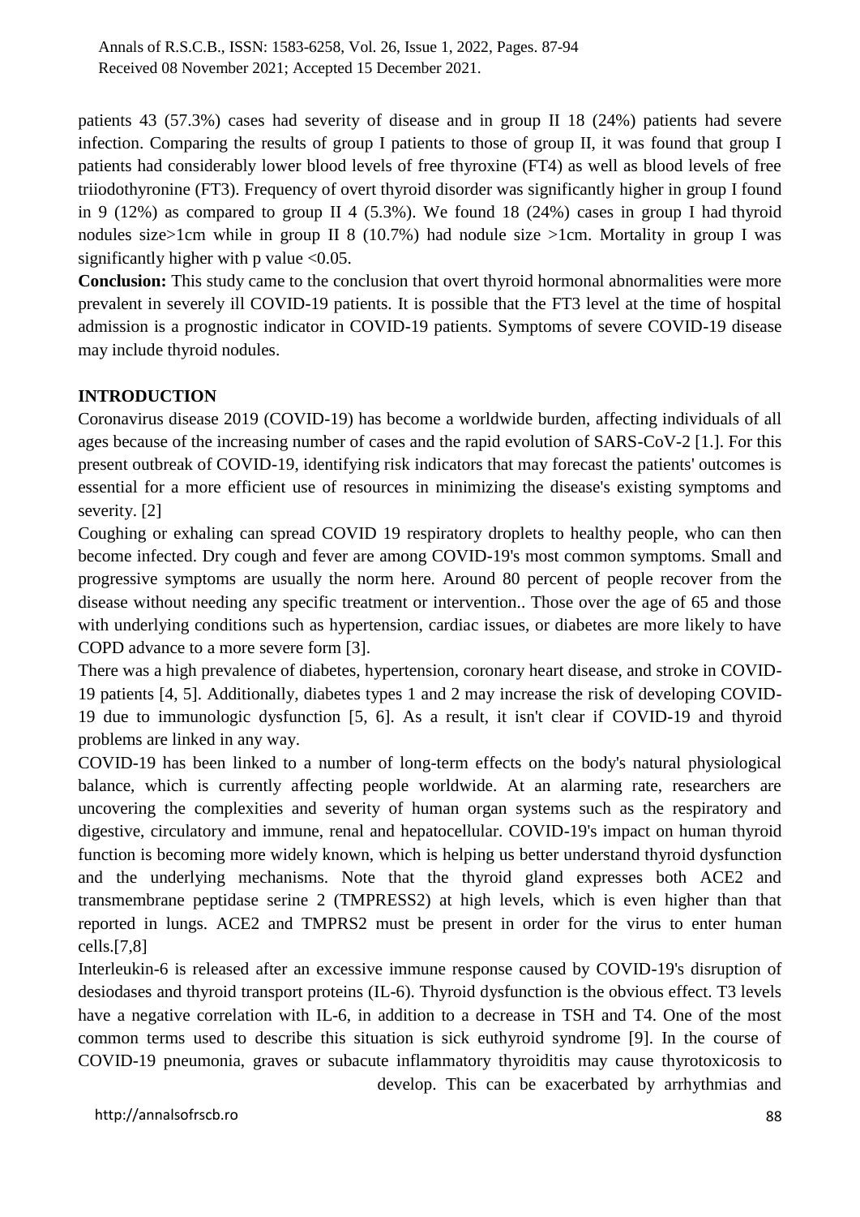patients 43 (57.3%) cases had severity of disease and in group II 18 (24%) patients had severe infection. Comparing the results of group I patients to those of group II, it was found that group I patients had considerably lower blood levels of free thyroxine (FT4) as well as blood levels of free triiodothyronine (FT3). Frequency of overt thyroid disorder was significantly higher in group I found in 9 (12%) as compared to group II 4 (5.3%). We found 18 (24%) cases in group I had thyroid nodules size>1cm while in group II 8 (10.7%) had nodule size >1cm. Mortality in group I was significantly higher with p value <0.05.

**Conclusion:** This study came to the conclusion that overt thyroid hormonal abnormalities were more prevalent in severely ill COVID-19 patients. It is possible that the FT3 level at the time of hospital admission is a prognostic indicator in COVID-19 patients. Symptoms of severe COVID-19 disease may include thyroid nodules.

## INTRODUCTION

Coronavirus disease 2019 (COVID-19) has become a worldwide burden, affecting individuals of all ages because of the increasing number of cases and the rapid evolution of SARS-CoV-2 [1.]. For this present outbreak of COVID-19, identifying risk indicators that may forecast the patients' outcomes is essential for a more efficient use of resources in minimizing the disease's existing symptoms and severity. [2]

Coughing or exhaling can spread COVID 19 respiratory droplets to healthy people, who can then become infected. Dry cough and fever are among COVID-19's most common symptoms. Small and progressive symptoms are usually the norm here. Around 80 percent of people recover from the disease without needing any specific treatment or intervention.. Those over the age of 65 and those with underlying conditions such as hypertension, cardiac issues, or diabetes are more likely to have COPD advance to a more severe form [3].

There was a high prevalence of diabetes, hypertension, coronary heart disease, and stroke in COVID-19 patients [4, 5]. Additionally, diabetes types 1 and 2 may increase the risk of developing COVID-19 due to immunologic dysfunction [5, 6]. As a result, it isn't clear if COVID-19 and thyroid problems are linked in any way.

COVID-19 has been linked to a number of long-term effects on the body's natural physiological balance, which is currently affecting people worldwide. At an alarming rate, researchers are uncovering the complexities and severity of human organ systems such as the respiratory and digestive, circulatory and immune, renal and hepatocellular. COVID-19's impact on human thyroid function is becoming more widely known, which is helping us better understand thyroid dysfunction and the underlying mechanisms. Note that the thyroid gland expresses both ACE2 and transmembrane peptidase serine 2 (TMPRESS2) at high levels, which is even higher than that reported in lungs. ACE2 and TMPRS2 must be present in order for the virus to enter human cells.[7,8]

Interleukin-6 is released after an excessive immune response caused by COVID-19's disruption of desiodases and thyroid transport proteins (IL-6). Thyroid dysfunction is the obvious effect. T3 levels have a negative correlation with IL-6, in addition to a decrease in TSH and T4. One of the most common terms used to describe this situation is sick euthyroid syndrome [9]. In the course of COVID-19 pneumonia, graves or subacute inflammatory thyroiditis may cause thyrotoxicosis to develop. This can be exacerbated by arrhythmias and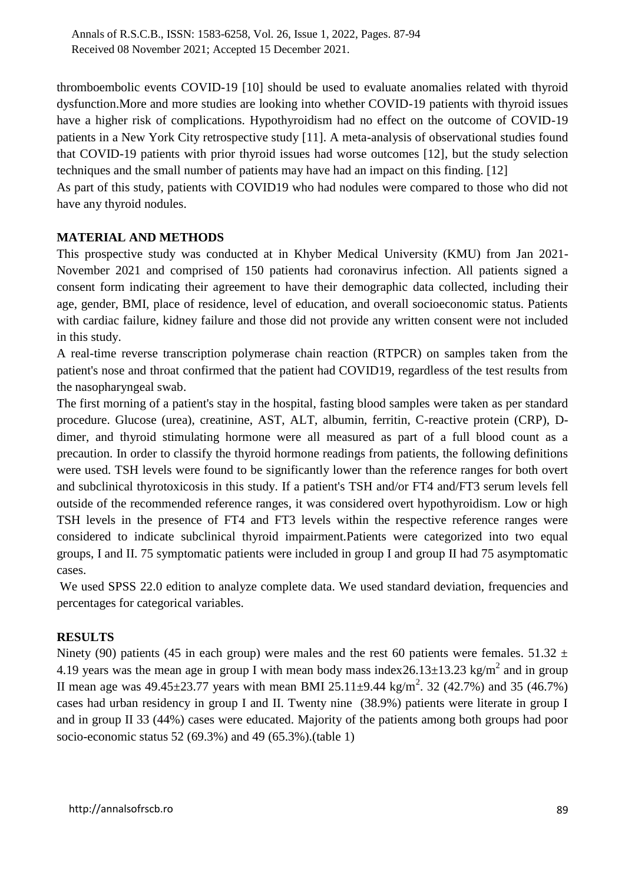thromboembolic events COVID-19 [10] should be used to evaluate anomalies related with thyroid dysfunction.More and more studies are looking into whether COVID-19 patients with thyroid issues have a higher risk of complications. Hypothyroidism had no effect on the outcome of COVID-19 patients in a New York City retrospective study [11]. A meta-analysis of observational studies found that COVID-19 patients with prior thyroid issues had worse outcomes [12], but the study selection techniques and the small number of patients may have had an impact on this finding. [12]

As part of this study, patients with COVID19 who had nodules were compared to those who did not have any thyroid nodules.

## MATERIAL AND METHODS

This prospective study was conducted at in Khyber Medical University (KMU) from Jan 2021-November 2021 and comprised of 150 patients had coronavirus infection. All patients signed a consent form indicating their agreement to have their demographic data collected, including their age, gender, BMI, place of residence, level of education, and overall socioeconomic status. Patients with cardiac failure, kidney failure and those did not provide any written consent were not included in this study.

A real-time reverse transcription polymerase chain reaction (RTPCR) on samples taken from the patient's nose and throat confirmed that the patient had COVID19, regardless of the test results from the nasopharyngeal swab.

The first morning of a patient's stay in the hospital, fasting blood samples were taken as per standard procedure. Glucose (urea), creatinine, AST, ALT, albumin, ferritin, C-reactive protein (CRP), D-dimer, and thyroid stimulating hormone were all measured as part of a full blood count as a precaution. In order to classify the thyroid hormone readings from patients, the following definitions were used. TSH levels were found to be significantly lower than the reference ranges for both overt and subclinical thyrotoxicosis in this study. If a patient's TSH and/or FT4 and/FT3 serum levels fell outside of the recommended reference ranges, it was considered overt hypothyroidism. Low or high TSH levels in the presence of FT4 and FT3 levels within the respective reference ranges were considered to indicate subclinical thyroid impairment.Patients were categorized into two equal groups, I and II. 75 symptomatic patients were included in group I and group II had 75 asymptomatic cases.

We used SPSS 22.0 edition to analyze complete data. We used standard deviation, frequencies and percentages for categorical variables.

## RESULTS

Ninety (90) patients (45 in each group) were males and the rest 60 patients were females. 51.32 ± 4.19 years was the mean age in group I with mean body mass index26.13±13.23 kg/m$^2$ and in group II mean age was 49.45±23.77 years with mean BMI 25.11±9.44 kg/m$^2$. 32 (42.7%) and 35 (46.7%) cases had urban residency in group I and II. Twenty nine (38.9%) patients were literate in group I and in group II 33 (44%) cases were educated. Majority of the patients among both groups had poor socio-economic status 52 (69.3%) and 49 (65.3%).(table 1)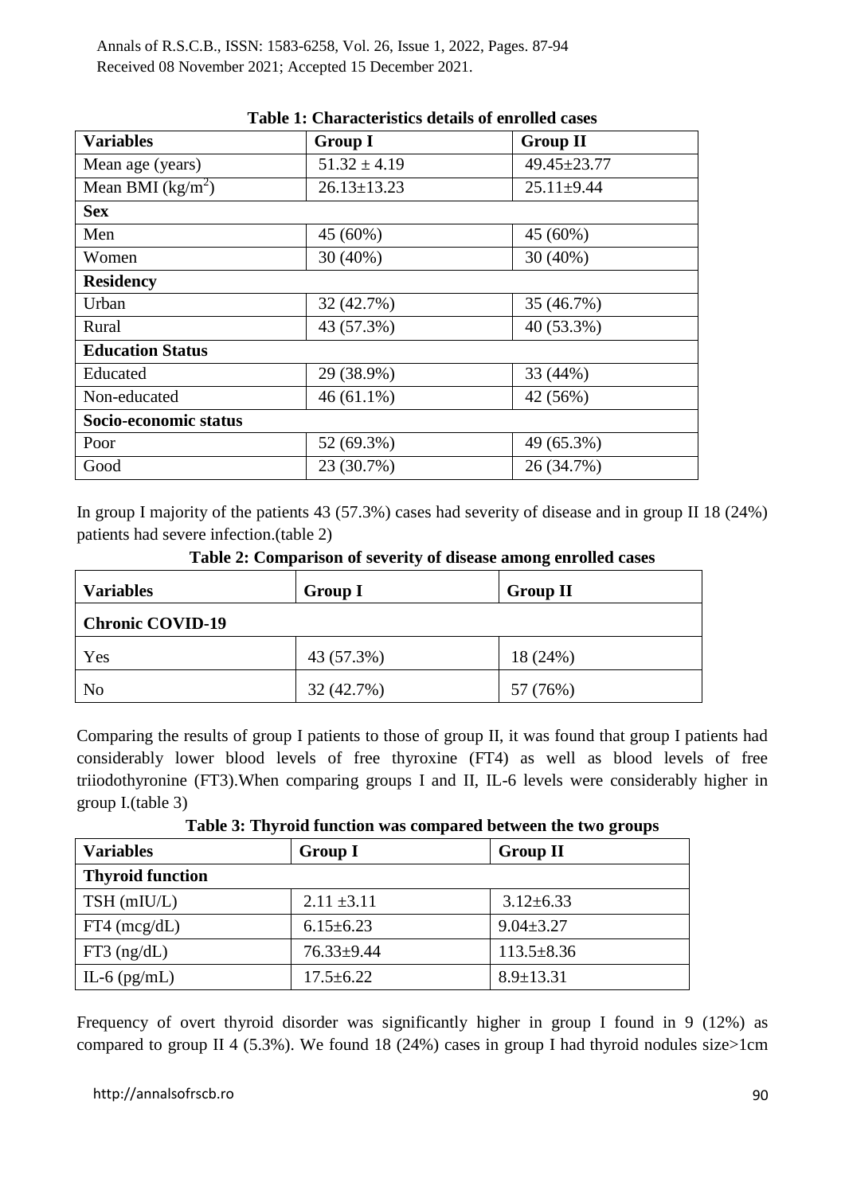**Table 1: Characteristics details of enrolled cases**

| Variables | Group I | Group II |
|---|---|---|
| Mean age (years) | 51.32 ± 4.19 | 49.45±23.77 |
| Mean BMI ($kg/m^2$) | 26.13±13.23 | 25.11±9.44 |
| **Sex** | | |
| Men | 45 (60%) | 45 (60%) |
| Women | 30 (40%) | 30 (40%) |
| **Residency** | | |
| Urban | 32 (42.7%) | 35 (46.7%) |
| Rural | 43 (57.3%) | 40 (53.3%) |
| **Education Status** | | |
| Educated | 29 (38.9%) | 33 (44%) |
| Non-educated | 46 (61.1%) | 42 (56%) |
| **Socio-economic status** | | |
| Poor | 52 (69.3%) | 49 (65.3%) |
| Good | 23 (30.7%) | 26 (34.7%) |

In group I majority of the patients 43 (57.3%) cases had severity of disease and in group II 18 (24%) patients had severe infection.(table 2)

**Table 2: Comparison of severity of disease among enrolled cases**

| Variables | Group I | Group II |
|---|---|---|
| **Chronic COVID-19** | | |
| Yes | 43 (57.3%) | 18 (24%) |
| No | 32 (42.7%) | 57 (76%) |

Comparing the results of group I patients to those of group II, it was found that group I patients had considerably lower blood levels of free thyroxine (FT4) as well as blood levels of free triiodothyronine (FT3).When comparing groups I and II, IL-6 levels were considerably higher in group I.(table 3)

**Table 3: Thyroid function was compared between the two groups**

| Variables | Group I | Group II |
|---|---|---|
| **Thyroid function** | | |
| TSH (mIU/L) | 2.11 ±3.11 | 3.12±6.33 |
| FT4 (mcg/dL) | 6.15±6.23 | 9.04±3.27 |
| FT3 (ng/dL) | 76.33±9.44 | 113.5±8.36 |
| IL-6 (pg/mL) | 17.5±6.22 | 8.9±13.31 |

Frequency of overt thyroid disorder was significantly higher in group I found in 9 (12%) as compared to group II 4 (5.3%). We found 18 (24%) cases in group I had thyroid nodules size>1cm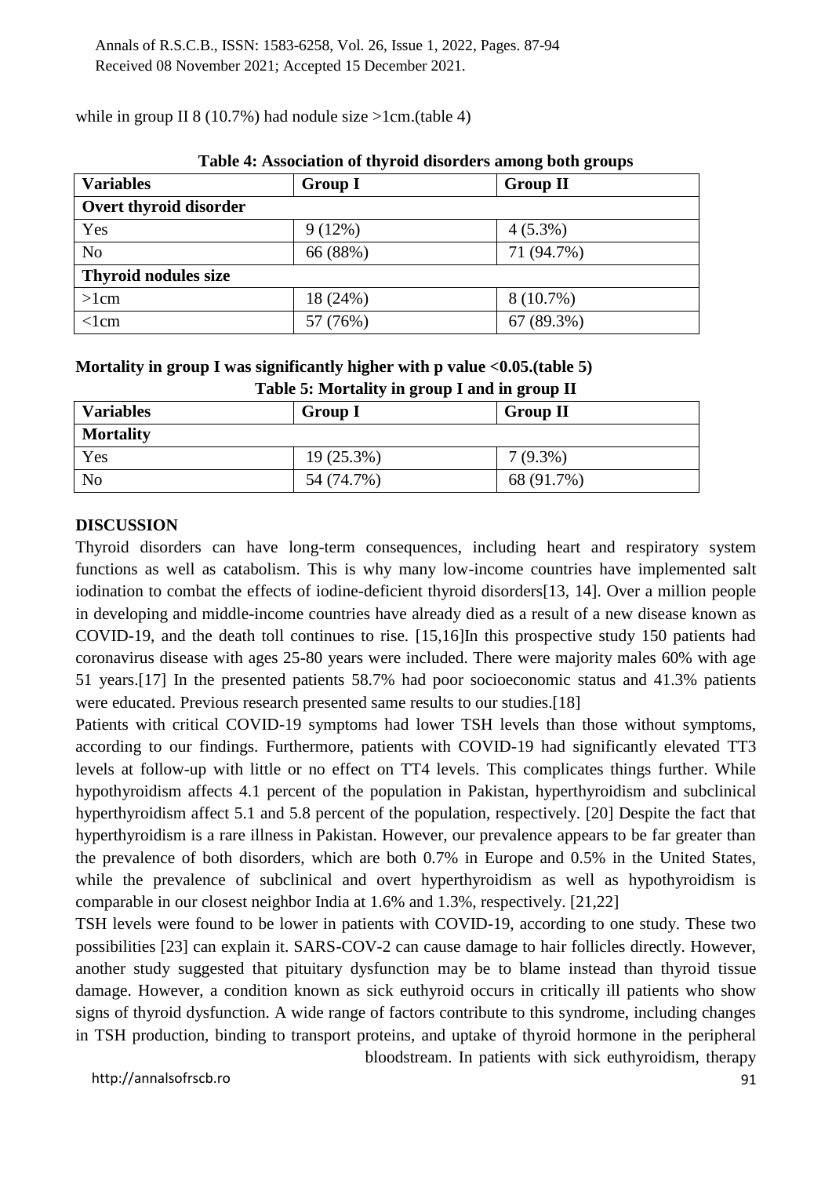while in group II 8 (10.7%) had nodule size >1cm.(table 4)

**Table 4: Association of thyroid disorders among both groups**

| Variables | Group I | Group II |
|---|---|---|
| **Overt thyroid disorder** | | |
| Yes | 9 (12%) | 4 (5.3%) |
| No | 66 (88%) | 71 (94.7%) |
| **Thyroid nodules size** | | |
| >1cm | 18 (24%) | 8 (10.7%) |
| <1cm | 57 (76%) | 67 (89.3%) |

**Mortality in group I was significantly higher with p value <0.05.(table 5)**

**Table 5: Mortality in group I and in group II**

| Variables | Group I | Group II |
|---|---|---|
| **Mortality** | | |
| Yes | 19 (25.3%) | 7 (9.3%) |
| No | 54 (74.7%) | 68 (91.7%) |

## DISCUSSION

Thyroid disorders can have long-term consequences, including heart and respiratory system functions as well as catabolism. This is why many low-income countries have implemented salt iodination to combat the effects of iodine-deficient thyroid disorders[13, 14]. Over a million people in developing and middle-income countries have already died as a result of a new disease known as COVID-19, and the death toll continues to rise. [15,16]In this prospective study 150 patients had coronavirus disease with ages 25-80 years were included. There were majority males 60% with age 51 years.[17] In the presented patients 58.7% had poor socioeconomic status and 41.3% patients were educated. Previous research presented same results to our studies.[18]

Patients with critical COVID-19 symptoms had lower TSH levels than those without symptoms, according to our findings. Furthermore, patients with COVID-19 had significantly elevated TT3 levels at follow-up with little or no effect on TT4 levels. This complicates things further. While hypothyroidism affects 4.1 percent of the population in Pakistan, hyperthyroidism and subclinical hyperthyroidism affect 5.1 and 5.8 percent of the population, respectively. [20] Despite the fact that hyperthyroidism is a rare illness in Pakistan. However, our prevalence appears to be far greater than the prevalence of both disorders, which are both 0.7% in Europe and 0.5% in the United States, while the prevalence of subclinical and overt hyperthyroidism as well as hypothyroidism is comparable in our closest neighbor India at 1.6% and 1.3%, respectively. [21,22]

TSH levels were found to be lower in patients with COVID-19, according to one study. These two possibilities [23] can explain it. SARS-COV-2 can cause damage to hair follicles directly. However, another study suggested that pituitary dysfunction may be to blame instead than thyroid tissue damage. However, a condition known as sick euthyroid occurs in critically ill patients who show signs of thyroid dysfunction. A wide range of factors contribute to this syndrome, including changes in TSH production, binding to transport proteins, and uptake of thyroid hormone in the peripheral bloodstream. In patients with sick euthyroidism, therapy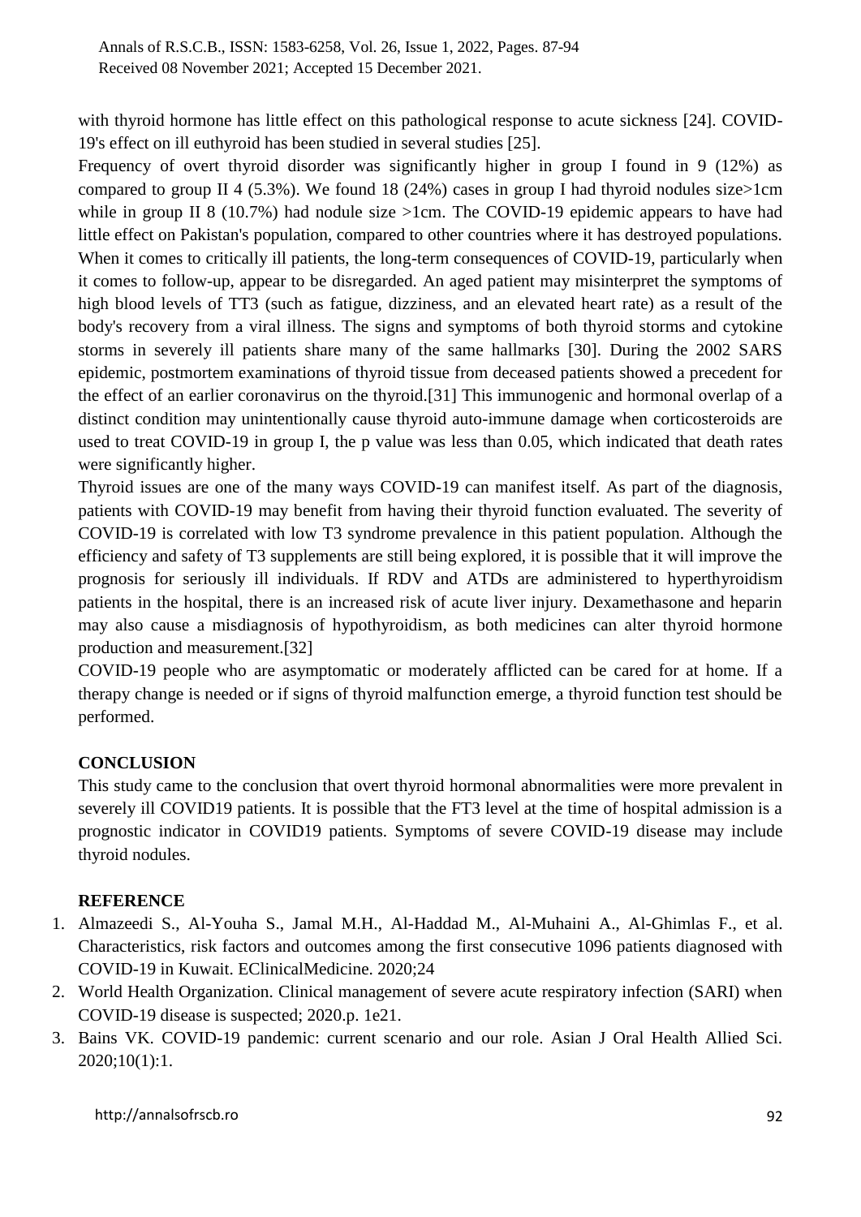with thyroid hormone has little effect on this pathological response to acute sickness [24]. COVID-19's effect on ill euthyroid has been studied in several studies [25].

Frequency of overt thyroid disorder was significantly higher in group I found in 9 (12%) as compared to group II 4 (5.3%). We found 18 (24%) cases in group I had thyroid nodules size>1cm while in group II 8 (10.7%) had nodule size >1cm. The COVID-19 epidemic appears to have had little effect on Pakistan's population, compared to other countries where it has destroyed populations. When it comes to critically ill patients, the long-term consequences of COVID-19, particularly when it comes to follow-up, appear to be disregarded. An aged patient may misinterpret the symptoms of high blood levels of TT3 (such as fatigue, dizziness, and an elevated heart rate) as a result of the body's recovery from a viral illness. The signs and symptoms of both thyroid storms and cytokine storms in severely ill patients share many of the same hallmarks [30]. During the 2002 SARS epidemic, postmortem examinations of thyroid tissue from deceased patients showed a precedent for the effect of an earlier coronavirus on the thyroid.[31] This immunogenic and hormonal overlap of a distinct condition may unintentionally cause thyroid auto-immune damage when corticosteroids are used to treat COVID-19 in group I, the p value was less than 0.05, which indicated that death rates were significantly higher.

Thyroid issues are one of the many ways COVID-19 can manifest itself. As part of the diagnosis, patients with COVID-19 may benefit from having their thyroid function evaluated. The severity of COVID-19 is correlated with low T3 syndrome prevalence in this patient population. Although the efficiency and safety of T3 supplements are still being explored, it is possible that it will improve the prognosis for seriously ill individuals. If RDV and ATDs are administered to hyperthyroidism patients in the hospital, there is an increased risk of acute liver injury. Dexamethasone and heparin may also cause a misdiagnosis of hypothyroidism, as both medicines can alter thyroid hormone production and measurement.[32]

COVID-19 people who are asymptomatic or moderately afflicted can be cared for at home. If a therapy change is needed or if signs of thyroid malfunction emerge, a thyroid function test should be performed.

## CONCLUSION

This study came to the conclusion that overt thyroid hormonal abnormalities were more prevalent in severely ill COVID19 patients. It is possible that the FT3 level at the time of hospital admission is a prognostic indicator in COVID19 patients. Symptoms of severe COVID-19 disease may include thyroid nodules.

## REFERENCE

1. Almazeedi S., Al-Youha S., Jamal M.H., Al-Haddad M., Al-Muhaini A., Al-Ghimlas F., et al. Characteristics, risk factors and outcomes among the first consecutive 1096 patients diagnosed with COVID-19 in Kuwait. EClinicalMedicine. 2020;24
2. World Health Organization. Clinical management of severe acute respiratory infection (SARI) when COVID-19 disease is suspected; 2020.p. 1e21.
3. Bains VK. COVID-19 pandemic: current scenario and our role. Asian J Oral Health Allied Sci. 2020;10(1):1.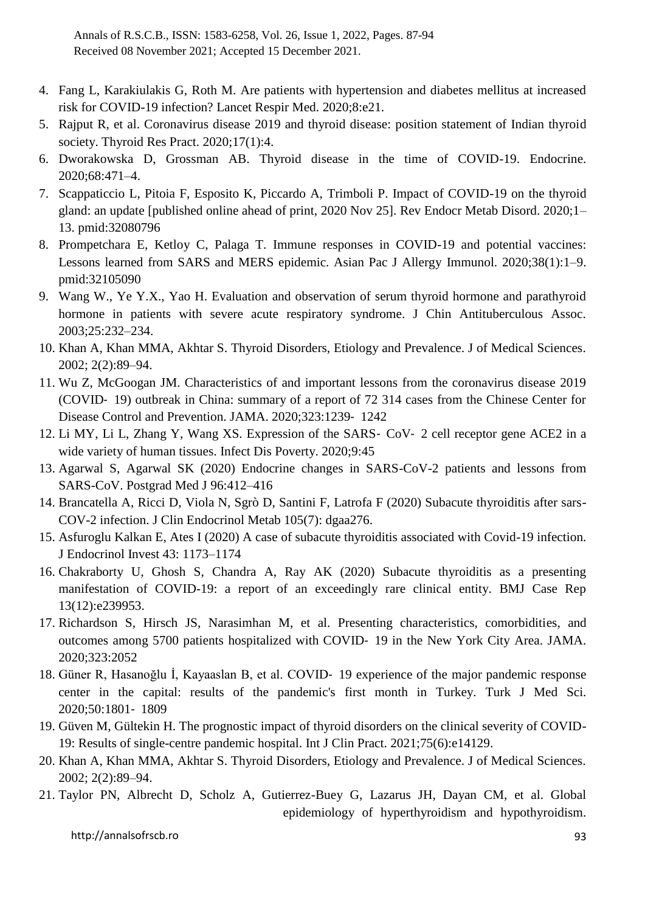4. Fang L, Karakiulakis G, Roth M. Are patients with hypertension and diabetes mellitus at increased risk for COVID-19 infection? Lancet Respir Med. 2020;8:e21.
5. Rajput R, et al. Coronavirus disease 2019 and thyroid disease: position statement of Indian thyroid society. Thyroid Res Pract. 2020;17(1):4.
6. Dworakowska D, Grossman AB. Thyroid disease in the time of COVID-19. Endocrine. 2020;68:471–4.
7. Scappaticcio L, Pitoia F, Esposito K, Piccardo A, Trimboli P. Impact of COVID-19 on the thyroid gland: an update [published online ahead of print, 2020 Nov 25]. Rev Endocr Metab Disord. 2020;1–13. pmid:32080796
8. Prompetchara E, Ketloy C, Palaga T. Immune responses in COVID-19 and potential vaccines: Lessons learned from SARS and MERS epidemic. Asian Pac J Allergy Immunol. 2020;38(1):1–9. pmid:32105090
9. Wang W., Ye Y.X., Yao H. Evaluation and observation of serum thyroid hormone and parathyroid hormone in patients with severe acute respiratory syndrome. J Chin Antituberculous Assoc. 2003;25:232–234.
10. Khan A, Khan MMA, Akhtar S. Thyroid Disorders, Etiology and Prevalence. J of Medical Sciences. 2002; 2(2):89–94.
11. Wu Z, McGoogan JM. Characteristics of and important lessons from the coronavirus disease 2019 (COVID‐ 19) outbreak in China: summary of a report of 72 314 cases from the Chinese Center for Disease Control and Prevention. JAMA. 2020;323:1239‐ 1242
12. Li MY, Li L, Zhang Y, Wang XS. Expression of the SARS‐ CoV‐ 2 cell receptor gene ACE2 in a wide variety of human tissues. Infect Dis Poverty. 2020;9:45
13. Agarwal S, Agarwal SK (2020) Endocrine changes in SARS-CoV-2 patients and lessons from SARS-CoV. Postgrad Med J 96:412–416
14. Brancatella A, Ricci D, Viola N, Sgrò D, Santini F, Latrofa F (2020) Subacute thyroiditis after sars-COV-2 infection. J Clin Endocrinol Metab 105(7): dgaa276.
15. Asfuroglu Kalkan E, Ates I (2020) A case of subacute thyroiditis associated with Covid-19 infection. J Endocrinol Invest 43: 1173–1174
16. Chakraborty U, Ghosh S, Chandra A, Ray AK (2020) Subacute thyroiditis as a presenting manifestation of COVID-19: a report of an exceedingly rare clinical entity. BMJ Case Rep 13(12):e239953.
17. Richardson S, Hirsch JS, Narasimhan M, et al. Presenting characteristics, comorbidities, and outcomes among 5700 patients hospitalized with COVID‐ 19 in the New York City Area. JAMA. 2020;323:2052
18. Güner R, Hasanoğlu İ, Kayaaslan B, et al. COVID‐ 19 experience of the major pandemic response center in the capital: results of the pandemic's first month in Turkey. Turk J Med Sci. 2020;50:1801‐ 1809
19. Güven M, Gültekin H. The prognostic impact of thyroid disorders on the clinical severity of COVID-19: Results of single-centre pandemic hospital. Int J Clin Pract. 2021;75(6):e14129.
20. Khan A, Khan MMA, Akhtar S. Thyroid Disorders, Etiology and Prevalence. J of Medical Sciences. 2002; 2(2):89–94.
21. Taylor PN, Albrecht D, Scholz A, Gutierrez-Buey G, Lazarus JH, Dayan CM, et al. Global epidemiology of hyperthyroidism and hypothyroidism.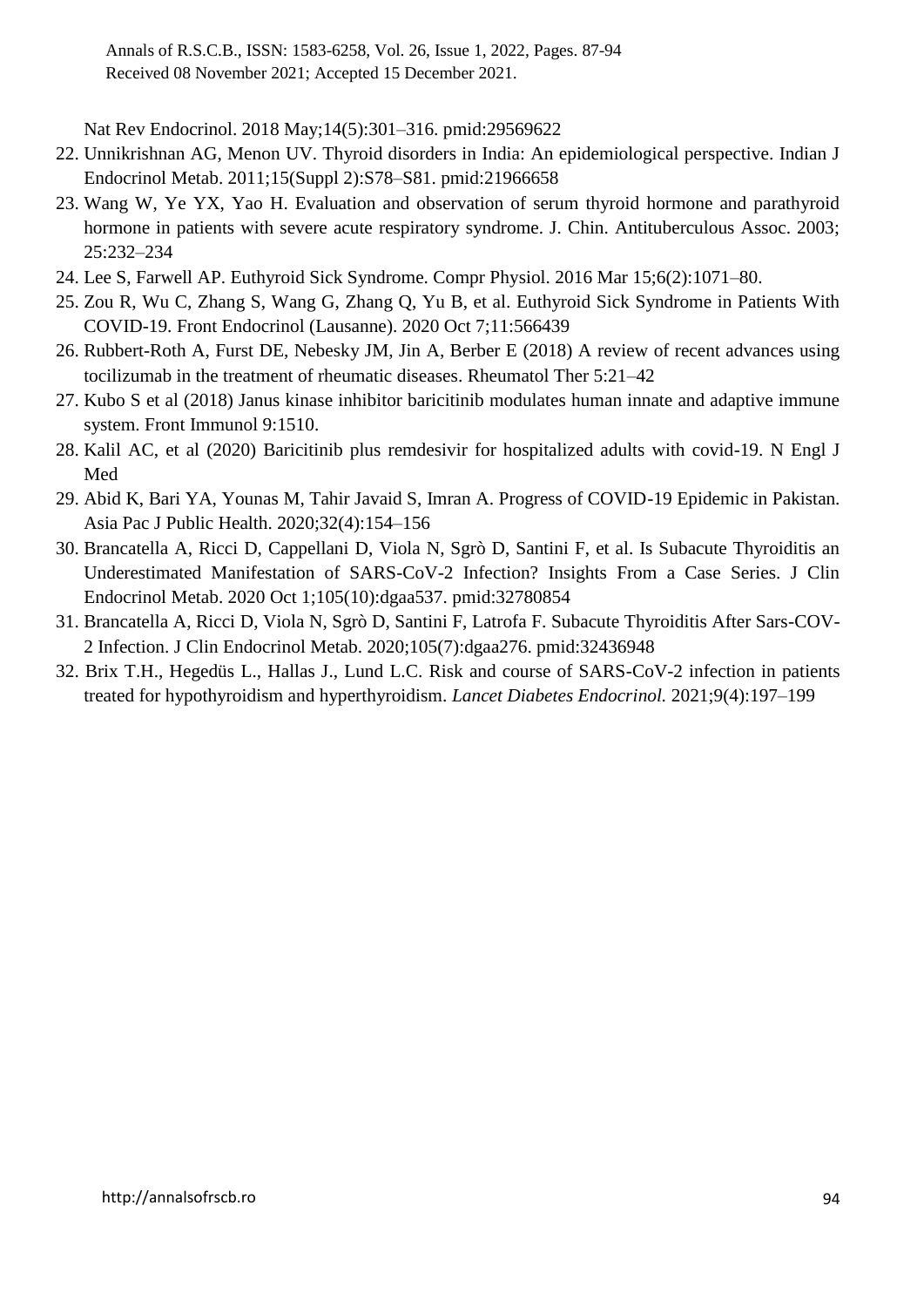Nat Rev Endocrinol. 2018 May;14(5):301–316. pmid:29569622

22. Unnikrishnan AG, Menon UV. Thyroid disorders in India: An epidemiological perspective. Indian J Endocrinol Metab. 2011;15(Suppl 2):S78–S81. pmid:21966658
23. Wang W, Ye YX, Yao H. Evaluation and observation of serum thyroid hormone and parathyroid hormone in patients with severe acute respiratory syndrome. J. Chin. Antituberculous Assoc. 2003; 25:232–234
24. Lee S, Farwell AP. Euthyroid Sick Syndrome. Compr Physiol. 2016 Mar 15;6(2):1071–80.
25. Zou R, Wu C, Zhang S, Wang G, Zhang Q, Yu B, et al. Euthyroid Sick Syndrome in Patients With COVID-19. Front Endocrinol (Lausanne). 2020 Oct 7;11:566439
26. Rubbert-Roth A, Furst DE, Nebesky JM, Jin A, Berber E (2018) A review of recent advances using tocilizumab in the treatment of rheumatic diseases. Rheumatol Ther 5:21–42
27. Kubo S et al (2018) Janus kinase inhibitor baricitinib modulates human innate and adaptive immune system. Front Immunol 9:1510.
28. Kalil AC, et al (2020) Baricitinib plus remdesivir for hospitalized adults with covid-19. N Engl J Med
29. Abid K, Bari YA, Younas M, Tahir Javaid S, Imran A. Progress of COVID-19 Epidemic in Pakistan. Asia Pac J Public Health. 2020;32(4):154–156
30. Brancatella A, Ricci D, Cappellani D, Viola N, Sgrò D, Santini F, et al. Is Subacute Thyroiditis an Underestimated Manifestation of SARS-CoV-2 Infection? Insights From a Case Series. J Clin Endocrinol Metab. 2020 Oct 1;105(10):dgaa537. pmid:32780854
31. Brancatella A, Ricci D, Viola N, Sgrò D, Santini F, Latrofa F. Subacute Thyroiditis After Sars-COV-2 Infection. J Clin Endocrinol Metab. 2020;105(7):dgaa276. pmid:32436948
32. Brix T.H., Hegedüs L., Hallas J., Lund L.C. Risk and course of SARS-CoV-2 infection in patients treated for hypothyroidism and hyperthyroidism. *Lancet Diabetes Endocrinol.* 2021;9(4):197–199